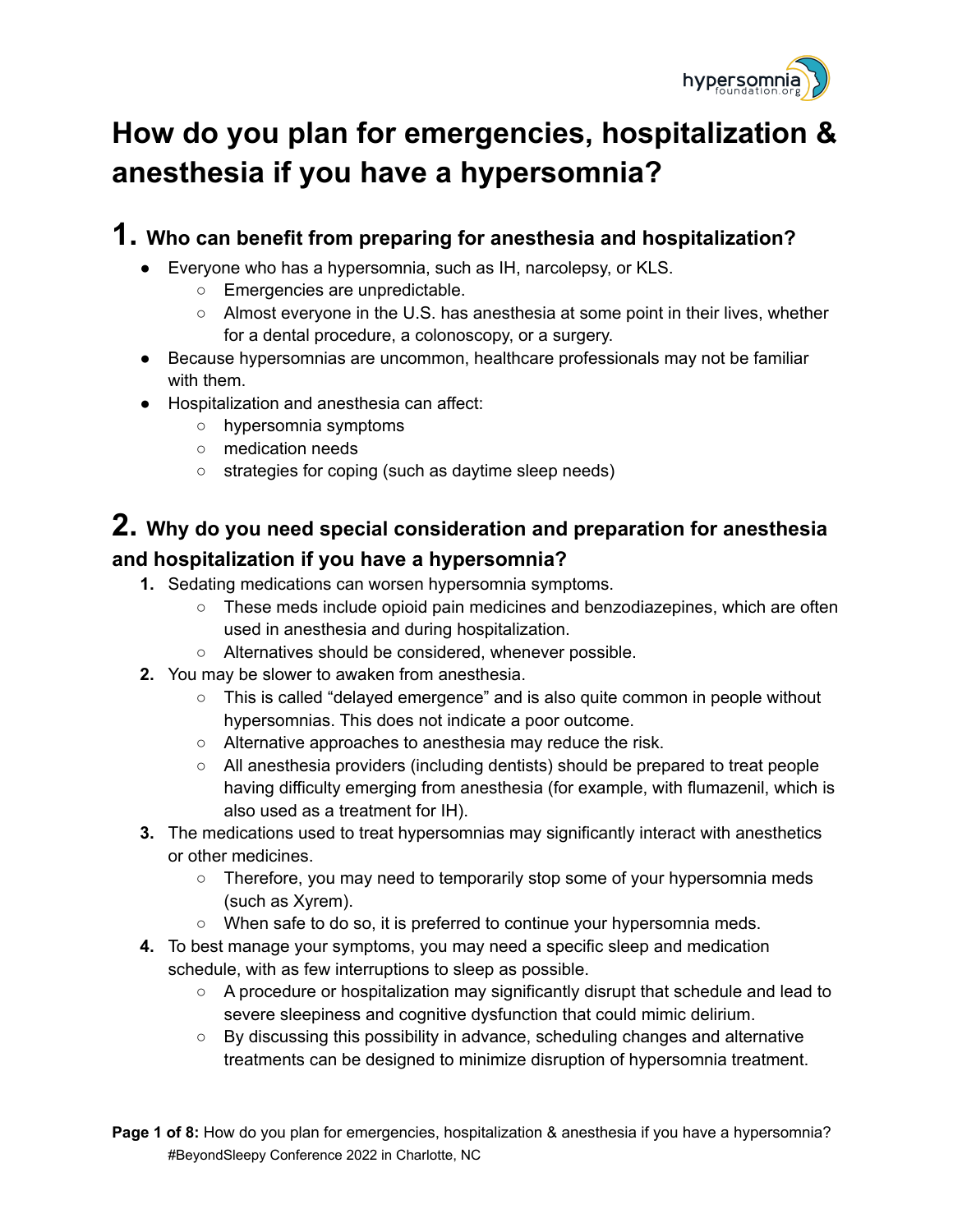# How do you plan for emergencies, hospitalization & anesthesia if you have a hypersomnia?

## 1. Who can benefit from preparing for anesthesia and hospitalization?

- Everyone who has a hypersomnia, such as IH, narcolepsy, or KLS.
  - Emergencies are unpredictable.
  - Almost everyone in the U.S. has anesthesia at some point in their lives, whether for a dental procedure, a colonoscopy, or a surgery.
- Because hypersomnias are uncommon, healthcare professionals may not be familiar with them.
- Hospitalization and anesthesia can affect:
  - hypersomnia symptoms
  - medication needs
  - strategies for coping (such as daytime sleep needs)

## 2. Why do you need special consideration and preparation for anesthesia and hospitalization if you have a hypersomnia?

1. Sedating medications can worsen hypersomnia symptoms.
   - These meds include opioid pain medicines and benzodiazepines, which are often used in anesthesia and during hospitalization.
   - Alternatives should be considered, whenever possible.
2. You may be slower to awaken from anesthesia.
   - This is called "delayed emergence" and is also quite common in people without hypersomnias. This does not indicate a poor outcome.
   - Alternative approaches to anesthesia may reduce the risk.
   - All anesthesia providers (including dentists) should be prepared to treat people having difficulty emerging from anesthesia (for example, with flumazenil, which is also used as a treatment for IH).
3. The medications used to treat hypersomnias may significantly interact with anesthetics or other medicines.
   - Therefore, you may need to temporarily stop some of your hypersomnia meds (such as Xyrem).
   - When safe to do so, it is preferred to continue your hypersomnia meds.
4. To best manage your symptoms, you may need a specific sleep and medication schedule, with as few interruptions to sleep as possible.
   - A procedure or hospitalization may significantly disrupt that schedule and lead to severe sleepiness and cognitive dysfunction that could mimic delirium.
   - By discussing this possibility in advance, scheduling changes and alternative treatments can be designed to minimize disruption of hypersomnia treatment.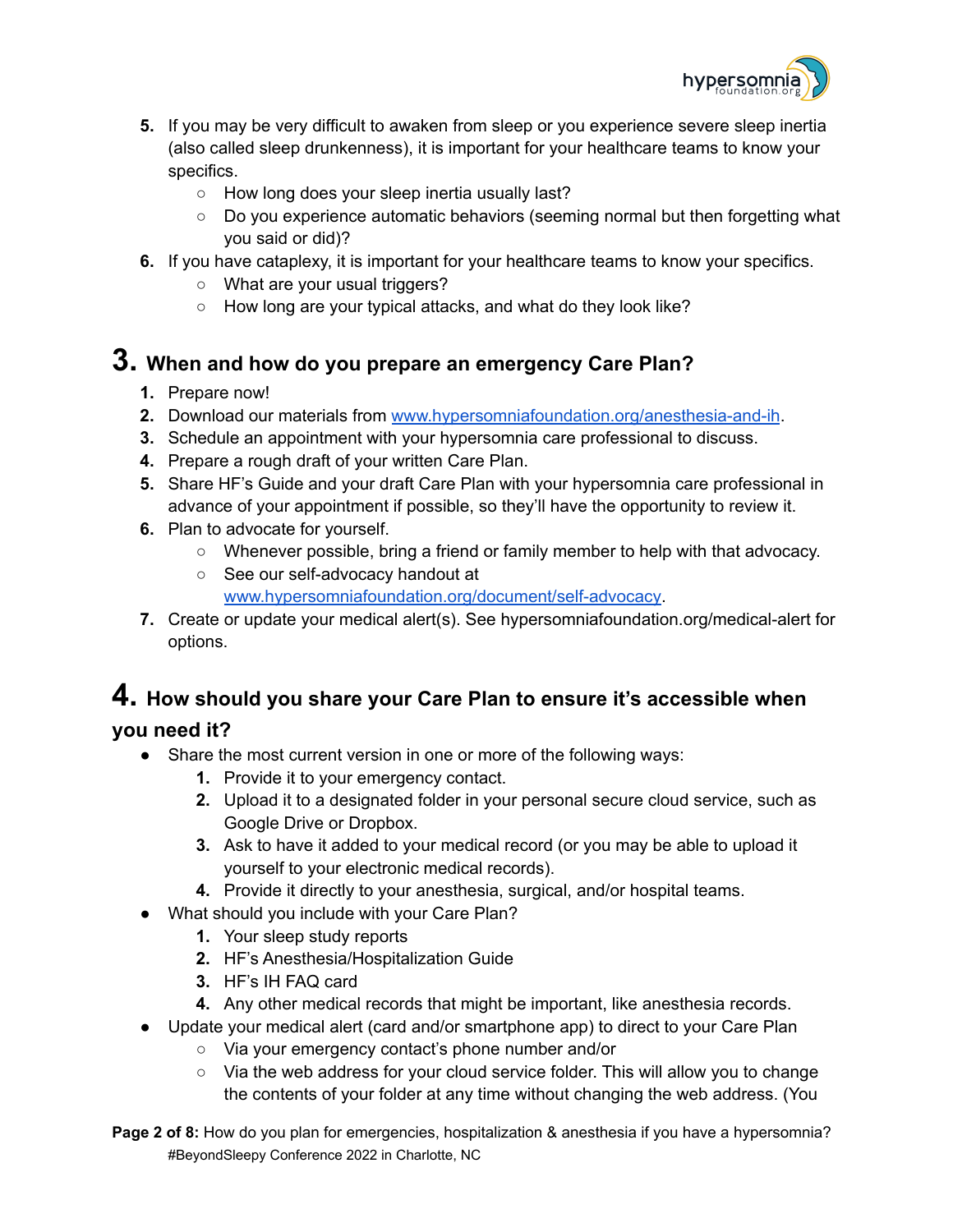5. If you may be very difficult to awaken from sleep or you experience severe sleep inertia (also called sleep drunkenness), it is important for your healthcare teams to know your specifics.
   - How long does your sleep inertia usually last?
   - Do you experience automatic behaviors (seeming normal but then forgetting what you said or did)?
6. If you have cataplexy, it is important for your healthcare teams to know your specifics.
   - What are your usual triggers?
   - How long are your typical attacks, and what do they look like?

## 3. When and how do you prepare an emergency Care Plan?

1. Prepare now!
2. Download our materials from [www.hypersomniafoundation.org/anesthesia-and-ih](www.hypersomniafoundation.org/anesthesia-and-ih).
3. Schedule an appointment with your hypersomnia care professional to discuss.
4. Prepare a rough draft of your written Care Plan.
5. Share HF's Guide and your draft Care Plan with your hypersomnia care professional in advance of your appointment if possible, so they'll have the opportunity to review it.
6. Plan to advocate for yourself.
   - Whenever possible, bring a friend or family member to help with that advocacy.
   - See our self-advocacy handout at [www.hypersomniafoundation.org/document/self-advocacy](www.hypersomniafoundation.org/document/self-advocacy).
7. Create or update your medical alert(s). See hypersomniafoundation.org/medical-alert for options.

## 4. How should you share your Care Plan to ensure it's accessible when you need it?

- Share the most current version in one or more of the following ways:
  1. Provide it to your emergency contact.
  2. Upload it to a designated folder in your personal secure cloud service, such as Google Drive or Dropbox.
  3. Ask to have it added to your medical record (or you may be able to upload it yourself to your electronic medical records).
  4. Provide it directly to your anesthesia, surgical, and/or hospital teams.
- What should you include with your Care Plan?
  1. Your sleep study reports
  2. HF's Anesthesia/Hospitalization Guide
  3. HF's IH FAQ card
  4. Any other medical records that might be important, like anesthesia records.
- Update your medical alert (card and/or smartphone app) to direct to your Care Plan
  - Via your emergency contact's phone number and/or
  - Via the web address for your cloud service folder. This will allow you to change the contents of your folder at any time without changing the web address. (You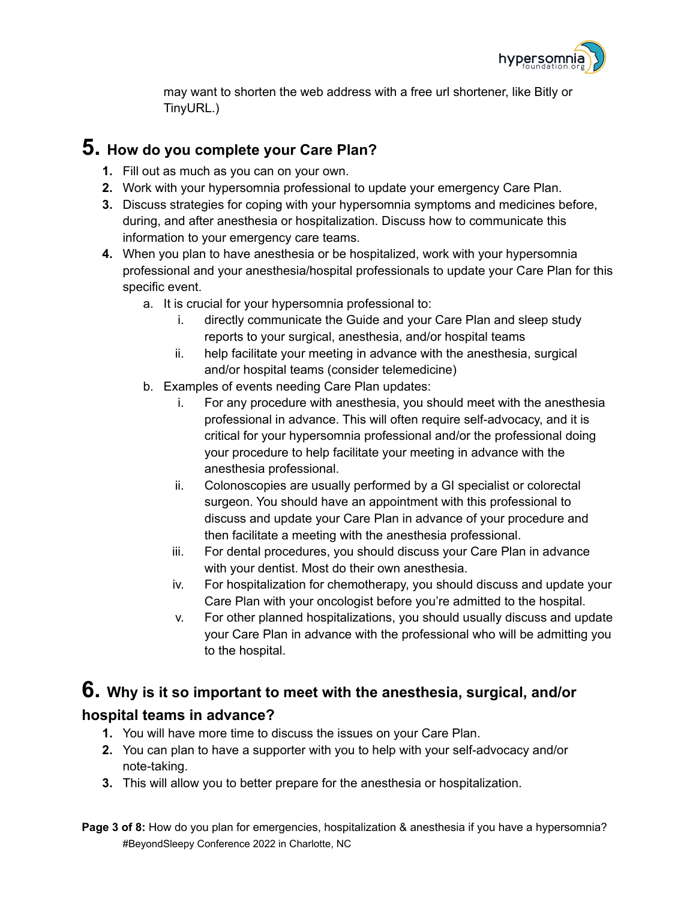may want to shorten the web address with a free url shortener, like Bitly or TinyURL.)

## 5. How do you complete your Care Plan?

1. Fill out as much as you can on your own.
2. Work with your hypersomnia professional to update your emergency Care Plan.
3. Discuss strategies for coping with your hypersomnia symptoms and medicines before, during, and after anesthesia or hospitalization. Discuss how to communicate this information to your emergency care teams.
4. When you plan to have anesthesia or be hospitalized, work with your hypersomnia professional and your anesthesia/hospital professionals to update your Care Plan for this specific event.
    a. It is crucial for your hypersomnia professional to:
        i. directly communicate the Guide and your Care Plan and sleep study reports to your surgical, anesthesia, and/or hospital teams
        ii. help facilitate your meeting in advance with the anesthesia, surgical and/or hospital teams (consider telemedicine)
    b. Examples of events needing Care Plan updates:
        i. For any procedure with anesthesia, you should meet with the anesthesia professional in advance. This will often require self-advocacy, and it is critical for your hypersomnia professional and/or the professional doing your procedure to help facilitate your meeting in advance with the anesthesia professional.
        ii. Colonoscopies are usually performed by a GI specialist or colorectal surgeon. You should have an appointment with this professional to discuss and update your Care Plan in advance of your procedure and then facilitate a meeting with the anesthesia professional.
        iii. For dental procedures, you should discuss your Care Plan in advance with your dentist. Most do their own anesthesia.
        iv. For hospitalization for chemotherapy, you should discuss and update your Care Plan with your oncologist before you're admitted to the hospital.
        v. For other planned hospitalizations, you should usually discuss and update your Care Plan in advance with the professional who will be admitting you to the hospital.

## 6. Why is it so important to meet with the anesthesia, surgical, and/or hospital teams in advance?

1. You will have more time to discuss the issues on your Care Plan.
2. You can plan to have a supporter with you to help with your self-advocacy and/or note-taking.
3. This will allow you to better prepare for the anesthesia or hospitalization.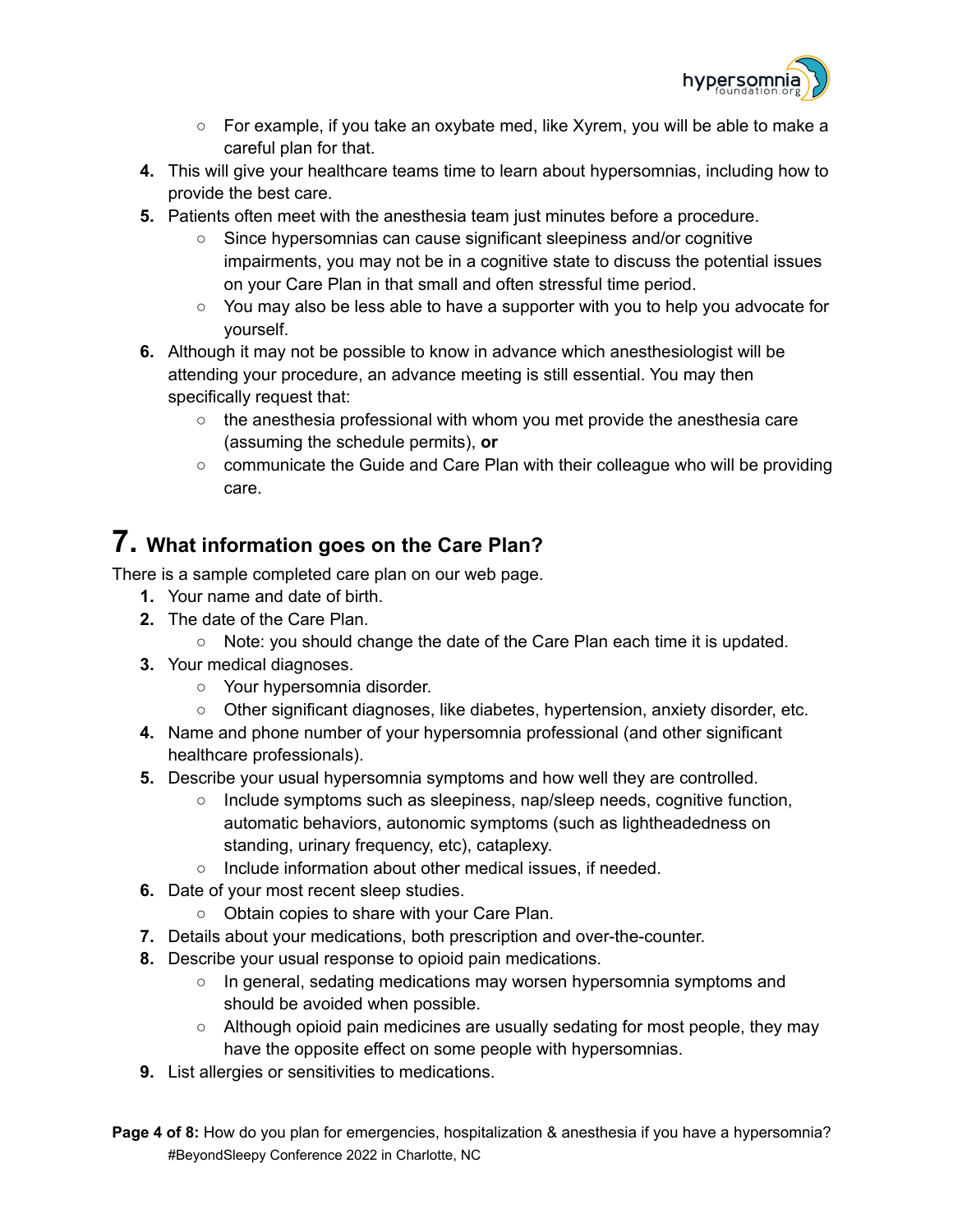- For example, if you take an oxybate med, like Xyrem, you will be able to make a careful plan for that.

4. This will give your healthcare teams time to learn about hypersomnias, including how to provide the best care.
5. Patients often meet with the anesthesia team just minutes before a procedure.
   - Since hypersomnias can cause significant sleepiness and/or cognitive impairments, you may not be in a cognitive state to discuss the potential issues on your Care Plan in that small and often stressful time period.
   - You may also be less able to have a supporter with you to help you advocate for yourself.
6. Although it may not be possible to know in advance which anesthesiologist will be attending your procedure, an advance meeting is still essential. You may then specifically request that:
   - the anesthesia professional with whom you met provide the anesthesia care (assuming the schedule permits), **or**
   - communicate the Guide and Care Plan with their colleague who will be providing care.

## 7. What information goes on the Care Plan?

There is a sample completed care plan on our web page.

1. Your name and date of birth.
2. The date of the Care Plan.
   - Note: you should change the date of the Care Plan each time it is updated.
3. Your medical diagnoses.
   - Your hypersomnia disorder.
   - Other significant diagnoses, like diabetes, hypertension, anxiety disorder, etc.
4. Name and phone number of your hypersomnia professional (and other significant healthcare professionals).
5. Describe your usual hypersomnia symptoms and how well they are controlled.
   - Include symptoms such as sleepiness, nap/sleep needs, cognitive function, automatic behaviors, autonomic symptoms (such as lightheadedness on standing, urinary frequency, etc), cataplexy.
   - Include information about other medical issues, if needed.
6. Date of your most recent sleep studies.
   - Obtain copies to share with your Care Plan.
7. Details about your medications, both prescription and over-the-counter.
8. Describe your usual response to opioid pain medications.
   - In general, sedating medications may worsen hypersomnia symptoms and should be avoided when possible.
   - Although opioid pain medicines are usually sedating for most people, they may have the opposite effect on some people with hypersomnias.
9. List allergies or sensitivities to medications.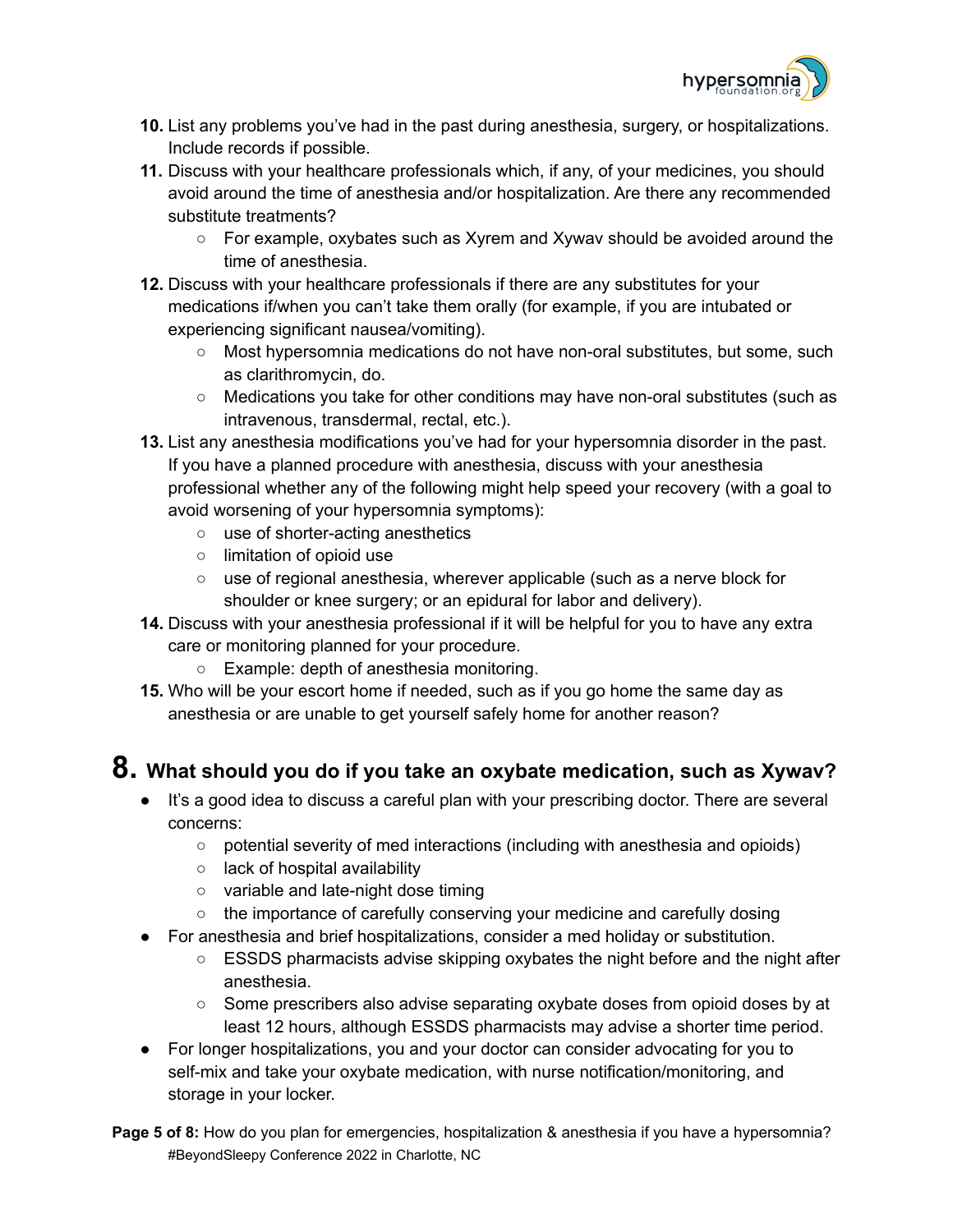10. List any problems you've had in the past during anesthesia, surgery, or hospitalizations. Include records if possible.
11. Discuss with your healthcare professionals which, if any, of your medicines, you should avoid around the time of anesthesia and/or hospitalization. Are there any recommended substitute treatments?
    - For example, oxybates such as Xyrem and Xywav should be avoided around the time of anesthesia.
12. Discuss with your healthcare professionals if there are any substitutes for your medications if/when you can't take them orally (for example, if you are intubated or experiencing significant nausea/vomiting).
    - Most hypersomnia medications do not have non-oral substitutes, but some, such as clarithromycin, do.
    - Medications you take for other conditions may have non-oral substitutes (such as intravenous, transdermal, rectal, etc.).
13. List any anesthesia modifications you've had for your hypersomnia disorder in the past. If you have a planned procedure with anesthesia, discuss with your anesthesia professional whether any of the following might help speed your recovery (with a goal to avoid worsening of your hypersomnia symptoms):
    - use of shorter-acting anesthetics
    - limitation of opioid use
    - use of regional anesthesia, wherever applicable (such as a nerve block for shoulder or knee surgery; or an epidural for labor and delivery).
14. Discuss with your anesthesia professional if it will be helpful for you to have any extra care or monitoring planned for your procedure.
    - Example: depth of anesthesia monitoring.
15. Who will be your escort home if needed, such as if you go home the same day as anesthesia or are unable to get yourself safely home for another reason?

# 8. What should you do if you take an oxybate medication, such as Xywav?

- It's a good idea to discuss a careful plan with your prescribing doctor. There are several concerns:
    - potential severity of med interactions (including with anesthesia and opioids)
    - lack of hospital availability
    - variable and late-night dose timing
    - the importance of carefully conserving your medicine and carefully dosing
- For anesthesia and brief hospitalizations, consider a med holiday or substitution.
    - ESSDS pharmacists advise skipping oxybates the night before and the night after anesthesia.
    - Some prescribers also advise separating oxybate doses from opioid doses by at least 12 hours, although ESSDS pharmacists may advise a shorter time period.
- For longer hospitalizations, you and your doctor can consider advocating for you to self-mix and take your oxybate medication, with nurse notification/monitoring, and storage in your locker.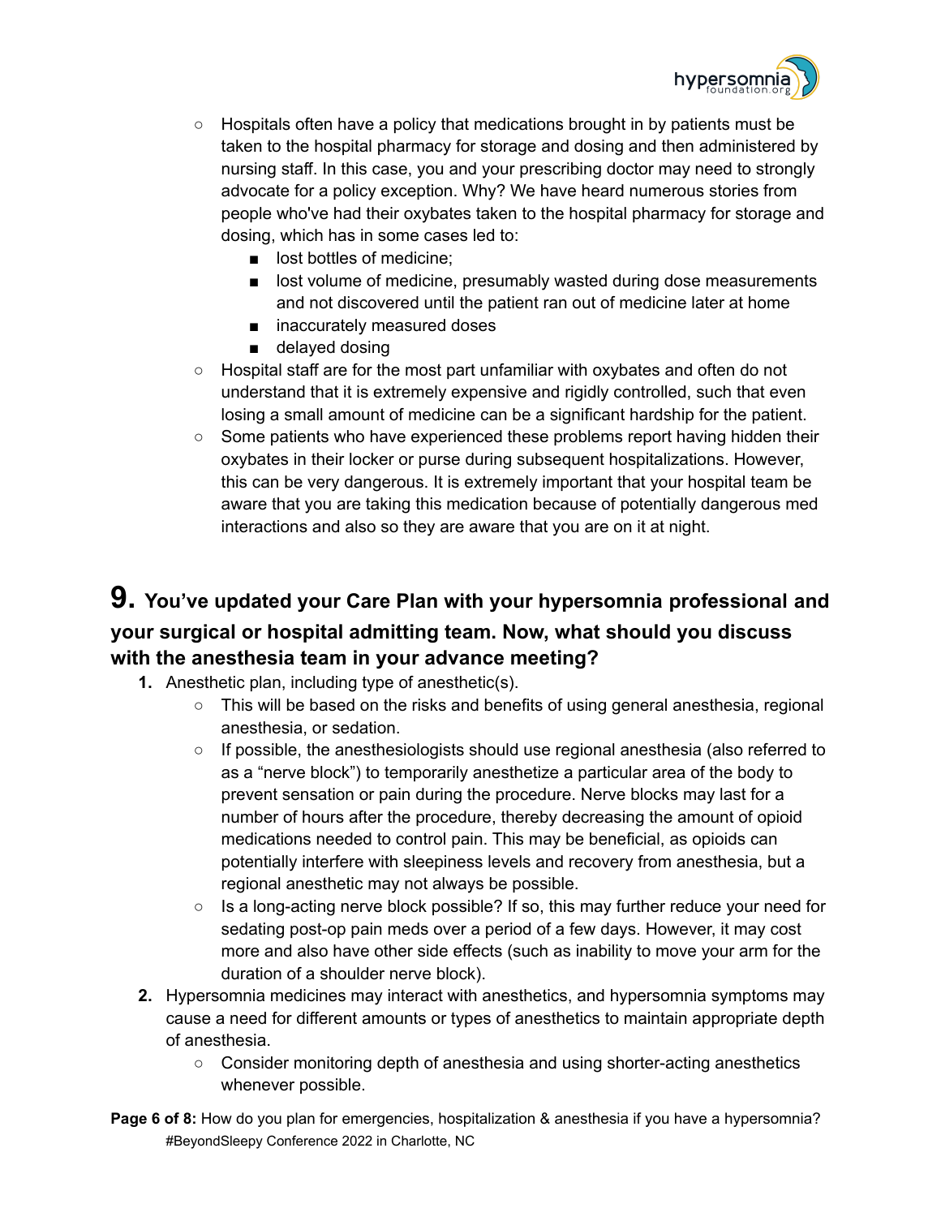- Hospitals often have a policy that medications brought in by patients must be taken to the hospital pharmacy for storage and dosing and then administered by nursing staff. In this case, you and your prescribing doctor may need to strongly advocate for a policy exception. Why? We have heard numerous stories from people who've had their oxybates taken to the hospital pharmacy for storage and dosing, which has in some cases led to:
    - lost bottles of medicine;
    - lost volume of medicine, presumably wasted during dose measurements and not discovered until the patient ran out of medicine later at home
    - inaccurately measured doses
    - delayed dosing
- Hospital staff are for the most part unfamiliar with oxybates and often do not understand that it is extremely expensive and rigidly controlled, such that even losing a small amount of medicine can be a significant hardship for the patient.
- Some patients who have experienced these problems report having hidden their oxybates in their locker or purse during subsequent hospitalizations. However, this can be very dangerous. It is extremely important that your hospital team be aware that you are taking this medication because of potentially dangerous med interactions and also so they are aware that you are on it at night.

## 9. You've updated your Care Plan with your hypersomnia professional and your surgical or hospital admitting team. Now, what should you discuss with the anesthesia team in your advance meeting?

1. Anesthetic plan, including type of anesthetic(s).
    - This will be based on the risks and benefits of using general anesthesia, regional anesthesia, or sedation.
    - If possible, the anesthesiologists should use regional anesthesia (also referred to as a "nerve block") to temporarily anesthetize a particular area of the body to prevent sensation or pain during the procedure. Nerve blocks may last for a number of hours after the procedure, thereby decreasing the amount of opioid medications needed to control pain. This may be beneficial, as opioids can potentially interfere with sleepiness levels and recovery from anesthesia, but a regional anesthetic may not always be possible.
    - Is a long-acting nerve block possible? If so, this may further reduce your need for sedating post-op pain meds over a period of a few days. However, it may cost more and also have other side effects (such as inability to move your arm for the duration of a shoulder nerve block).
2. Hypersomnia medicines may interact with anesthetics, and hypersomnia symptoms may cause a need for different amounts or types of anesthetics to maintain appropriate depth of anesthesia.
    - Consider monitoring depth of anesthesia and using shorter-acting anesthetics whenever possible.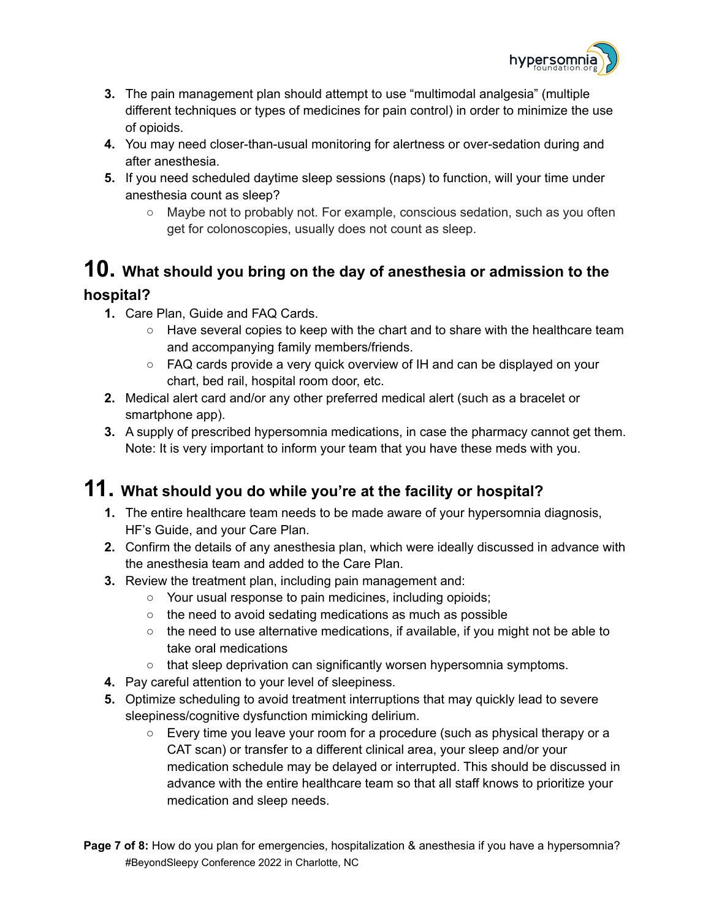3. The pain management plan should attempt to use “multimodal analgesia” (multiple different techniques or types of medicines for pain control) in order to minimize the use of opioids.
4. You may need closer-than-usual monitoring for alertness or over-sedation during and after anesthesia.
5. If you need scheduled daytime sleep sessions (naps) to function, will your time under anesthesia count as sleep?
    - Maybe not to probably not. For example, conscious sedation, such as you often get for colonoscopies, usually does not count as sleep.

## 10. What should you bring on the day of anesthesia or admission to the hospital?

1. Care Plan, Guide and FAQ Cards.
    - Have several copies to keep with the chart and to share with the healthcare team and accompanying family members/friends.
    - FAQ cards provide a very quick overview of IH and can be displayed on your chart, bed rail, hospital room door, etc.
2. Medical alert card and/or any other preferred medical alert (such as a bracelet or smartphone app).
3. A supply of prescribed hypersomnia medications, in case the pharmacy cannot get them. Note: It is very important to inform your team that you have these meds with you.

## 11. What should you do while you’re at the facility or hospital?

1. The entire healthcare team needs to be made aware of your hypersomnia diagnosis, HF’s Guide, and your Care Plan.
2. Confirm the details of any anesthesia plan, which were ideally discussed in advance with the anesthesia team and added to the Care Plan.
3. Review the treatment plan, including pain management and:
    - Your usual response to pain medicines, including opioids;
    - the need to avoid sedating medications as much as possible
    - the need to use alternative medications, if available, if you might not be able to take oral medications
    - that sleep deprivation can significantly worsen hypersomnia symptoms.
4. Pay careful attention to your level of sleepiness.
5. Optimize scheduling to avoid treatment interruptions that may quickly lead to severe sleepiness/cognitive dysfunction mimicking delirium.
    - Every time you leave your room for a procedure (such as physical therapy or a CAT scan) or transfer to a different clinical area, your sleep and/or your medication schedule may be delayed or interrupted. This should be discussed in advance with the entire healthcare team so that all staff knows to prioritize your medication and sleep needs.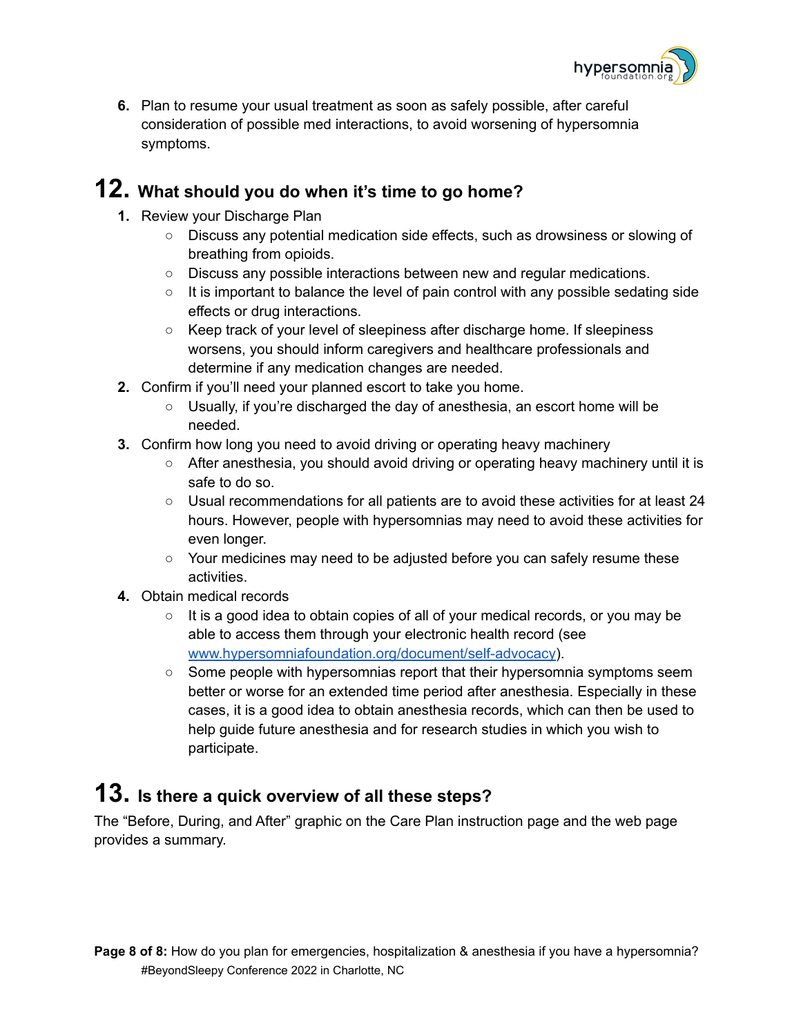6. Plan to resume your usual treatment as soon as safely possible, after careful consideration of possible med interactions, to avoid worsening of hypersomnia symptoms.

## 12. What should you do when it's time to go home?

1. Review your Discharge Plan
   - Discuss any potential medication side effects, such as drowsiness or slowing of breathing from opioids.
   - Discuss any possible interactions between new and regular medications.
   - It is important to balance the level of pain control with any possible sedating side effects or drug interactions.
   - Keep track of your level of sleepiness after discharge home. If sleepiness worsens, you should inform caregivers and healthcare professionals and determine if any medication changes are needed.
2. Confirm if you'll need your planned escort to take you home.
   - Usually, if you're discharged the day of anesthesia, an escort home will be needed.
3. Confirm how long you need to avoid driving or operating heavy machinery
   - After anesthesia, you should avoid driving or operating heavy machinery until it is safe to do so.
   - Usual recommendations for all patients are to avoid these activities for at least 24 hours. However, people with hypersomnias may need to avoid these activities for even longer.
   - Your medicines may need to be adjusted before you can safely resume these activities.
4. Obtain medical records
   - It is a good idea to obtain copies of all of your medical records, or you may be able to access them through your electronic health record (see [www.hypersomniafoundation.org/document/self-advocacy](http://www.hypersomniafoundation.org/document/self-advocacy)).
   - Some people with hypersomnias report that their hypersomnia symptoms seem better or worse for an extended time period after anesthesia. Especially in these cases, it is a good idea to obtain anesthesia records, which can then be used to help guide future anesthesia and for research studies in which you wish to participate.

## 13. Is there a quick overview of all these steps?

The "Before, During, and After" graphic on the Care Plan instruction page and the web page provides a summary.